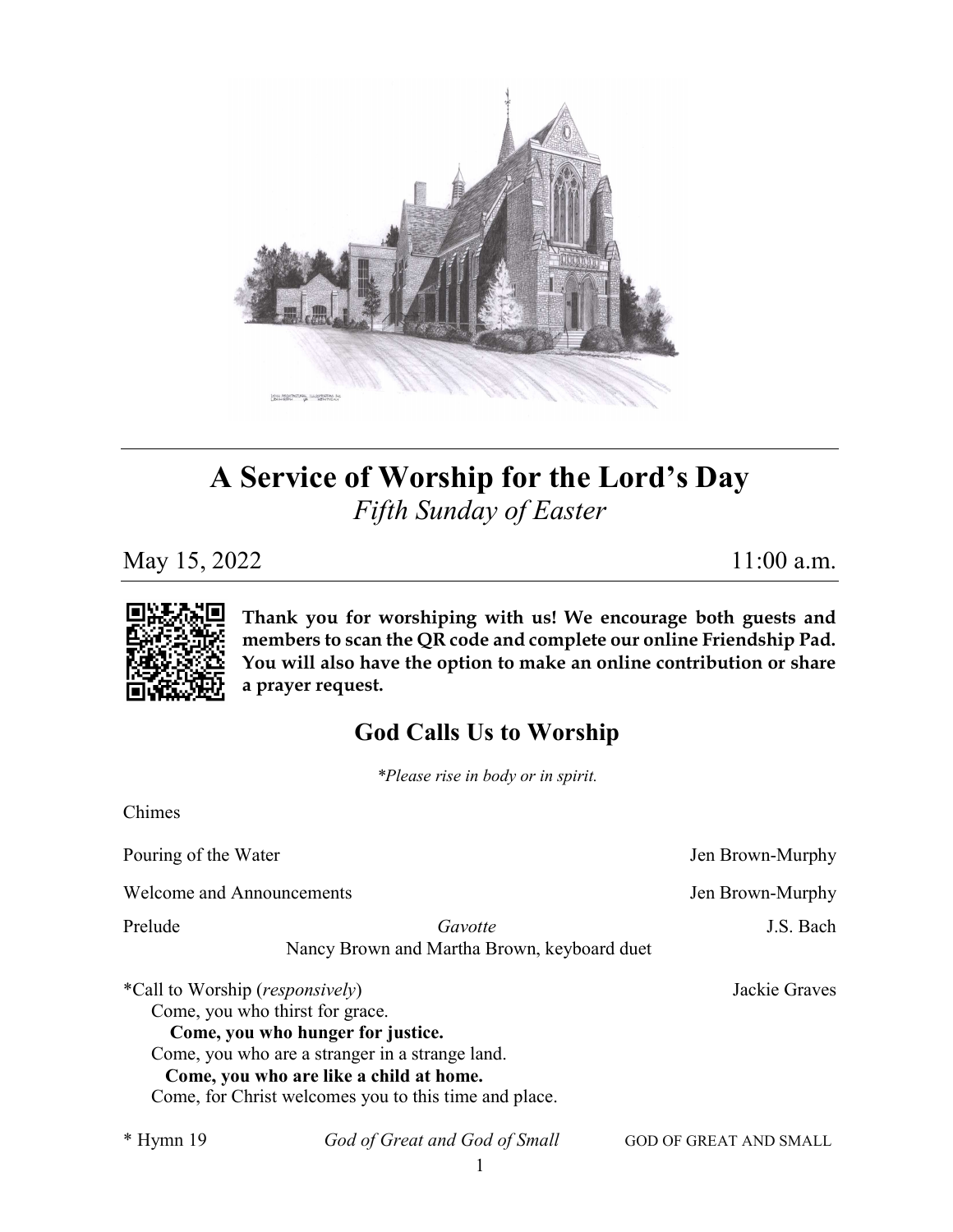# A Service of Worship for the Lord's Day

*Fifth Sunday of Easter*

May 15, 2022 11:00 a.m.

**Thank you for worshiping with us! We encourage both guests and members to scan the QR code and complete our online Friendship Pad. You will also have the option to make an online contribution or share a prayer request.**

## God Calls Us to Worship

*\*Please rise in body or in spirit.*

Chimes

Pouring of the Water — Jen Brown-Murphy

Welcome and Announcements — Jen Brown-Murphy

Prelude — *Gavotte* — J.S. Bach
Nancy Brown and Martha Brown, keyboard duet

*Call to Worship (*responsively*) — Jackie Graves

Come, you who thirst for grace.
**Come, you who hunger for justice.**
Come, you who are a stranger in a strange land.
**Come, you who are like a child at home.**
Come, for Christ welcomes you to this time and place.

\* Hymn 19 — *God of Great and God of Small* — GOD OF GREAT AND SMALL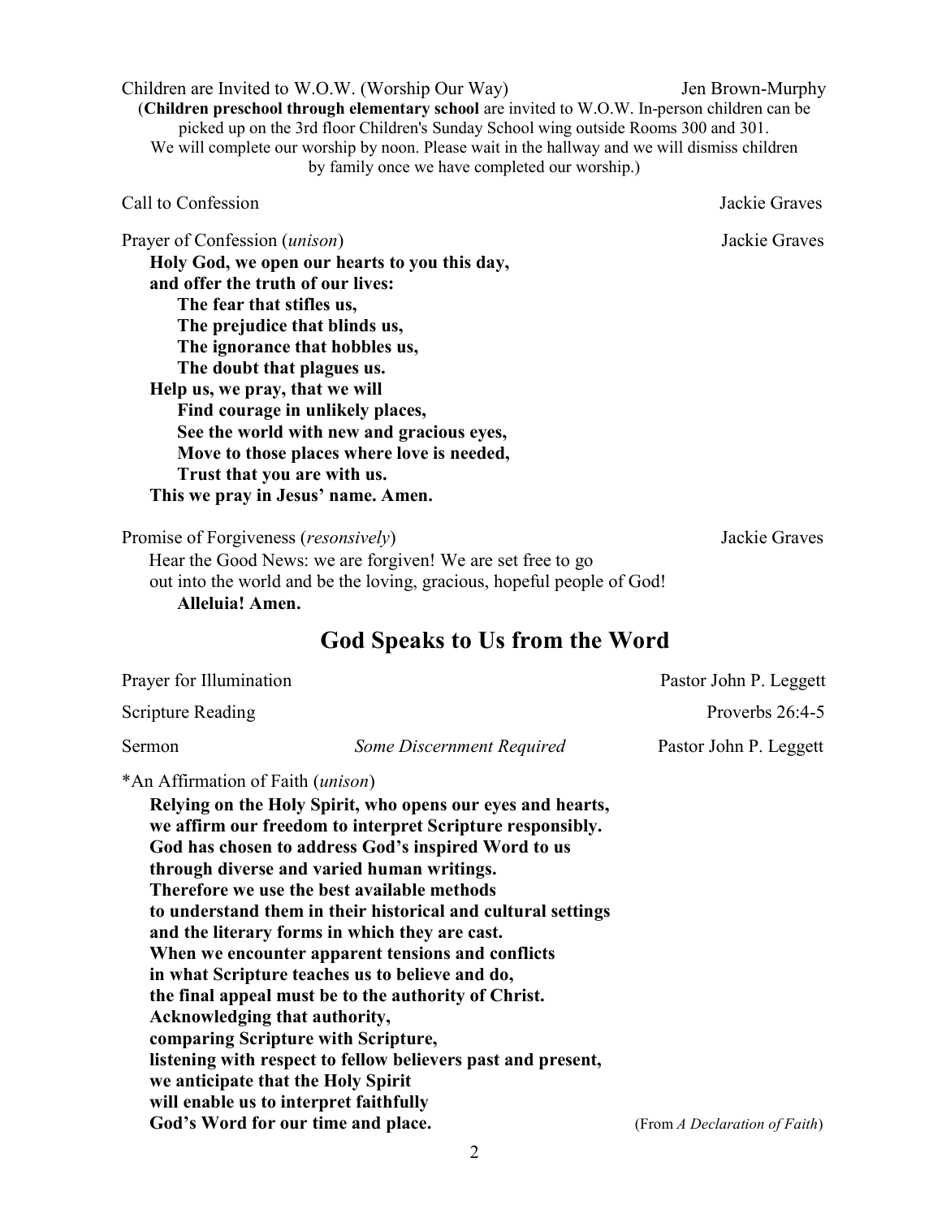Children are Invited to W.O.W. (Worship Our Way) Jen Brown-Murphy

(**Children preschool through elementary school** are invited to W.O.W. In-person children can be picked up on the 3rd floor Children's Sunday School wing outside Rooms 300 and 301. We will complete our worship by noon. Please wait in the hallway and we will dismiss children by family once we have completed our worship.)

Call to Confession Jackie Graves

Prayer of Confession (*unison*) Jackie Graves

**Holy God, we open our hearts to you this day,**
**and offer the truth of our lives:**
**The fear that stifles us,**
**The prejudice that blinds us,**
**The ignorance that hobbles us,**
**The doubt that plagues us.**
**Help us, we pray, that we will**
**Find courage in unlikely places,**
**See the world with new and gracious eyes,**
**Move to those places where love is needed,**
**Trust that you are with us.**
**This we pray in Jesus' name. Amen.**

Promise of Forgiveness (*resonsively*) Jackie Graves

Hear the Good News: we are forgiven! We are set free to go
out into the world and be the loving, gracious, hopeful people of God!
**Alleluia! Amen.**

## God Speaks to Us from the Word

Prayer for Illumination Pastor John P. Leggett

Scripture Reading Proverbs 26:4-5

Sermon *Some Discernment Required* Pastor John P. Leggett

*An Affirmation of Faith (*unison*)

**Relying on the Holy Spirit, who opens our eyes and hearts,**
**we affirm our freedom to interpret Scripture responsibly.**
**God has chosen to address God's inspired Word to us**
**through diverse and varied human writings.**
**Therefore we use the best available methods**
**to understand them in their historical and cultural settings**
**and the literary forms in which they are cast.**
**When we encounter apparent tensions and conflicts**
**in what Scripture teaches us to believe and do,**
**the final appeal must be to the authority of Christ.**
**Acknowledging that authority,**
**comparing Scripture with Scripture,**
**listening with respect to fellow believers past and present,**
**we anticipate that the Holy Spirit**
**will enable us to interpret faithfully**
**God's Word for our time and place.** (From *A Declaration of Faith*)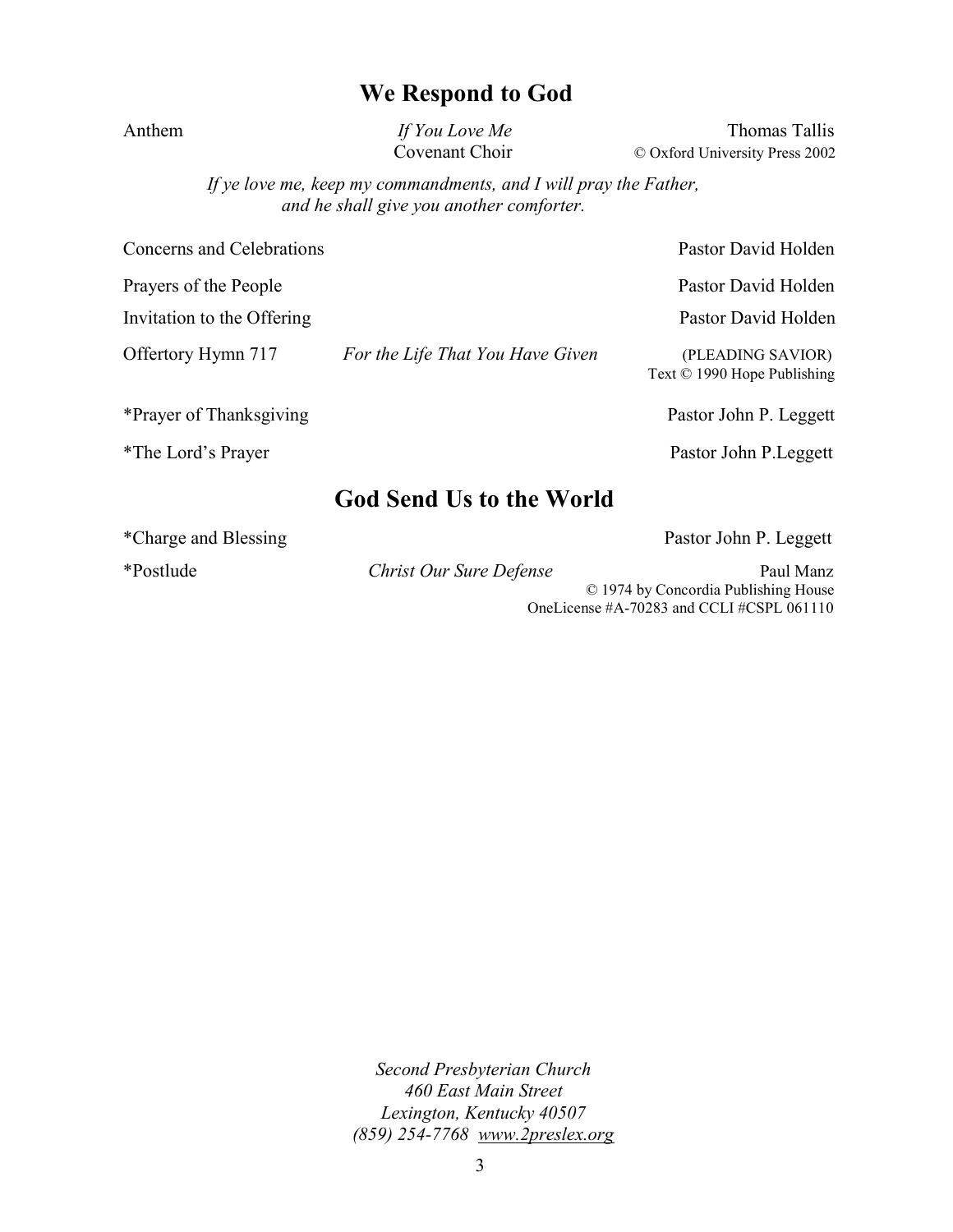## We Respond to God

Anthem — *If You Love Me* — Thomas Tallis
Covenant Choir — © Oxford University Press 2002

*If ye love me, keep my commandments, and I will pray the Father,*
*and he shall give you another comforter.*

Concerns and Celebrations — Pastor David Holden

Prayers of the People — Pastor David Holden

Invitation to the Offering — Pastor David Holden

Offertory Hymn 717 — *For the Life That You Have Given* — (PLEADING SAVIOR)
Text © 1990 Hope Publishing

*Prayer of Thanksgiving — Pastor John P. Leggett

*The Lord's Prayer — Pastor John P.Leggett

## God Send Us to the World

*Charge and Blessing — Pastor John P. Leggett

*Postlude — *Christ Our Sure Defense* — Paul Manz
© 1974 by Concordia Publishing House
OneLicense #A-70283 and CCLI #CSPL 061110

*Second Presbyterian Church*
*460 East Main Street*
*Lexington, Kentucky 40507*
*(859) 254-7768 www.2preslex.org*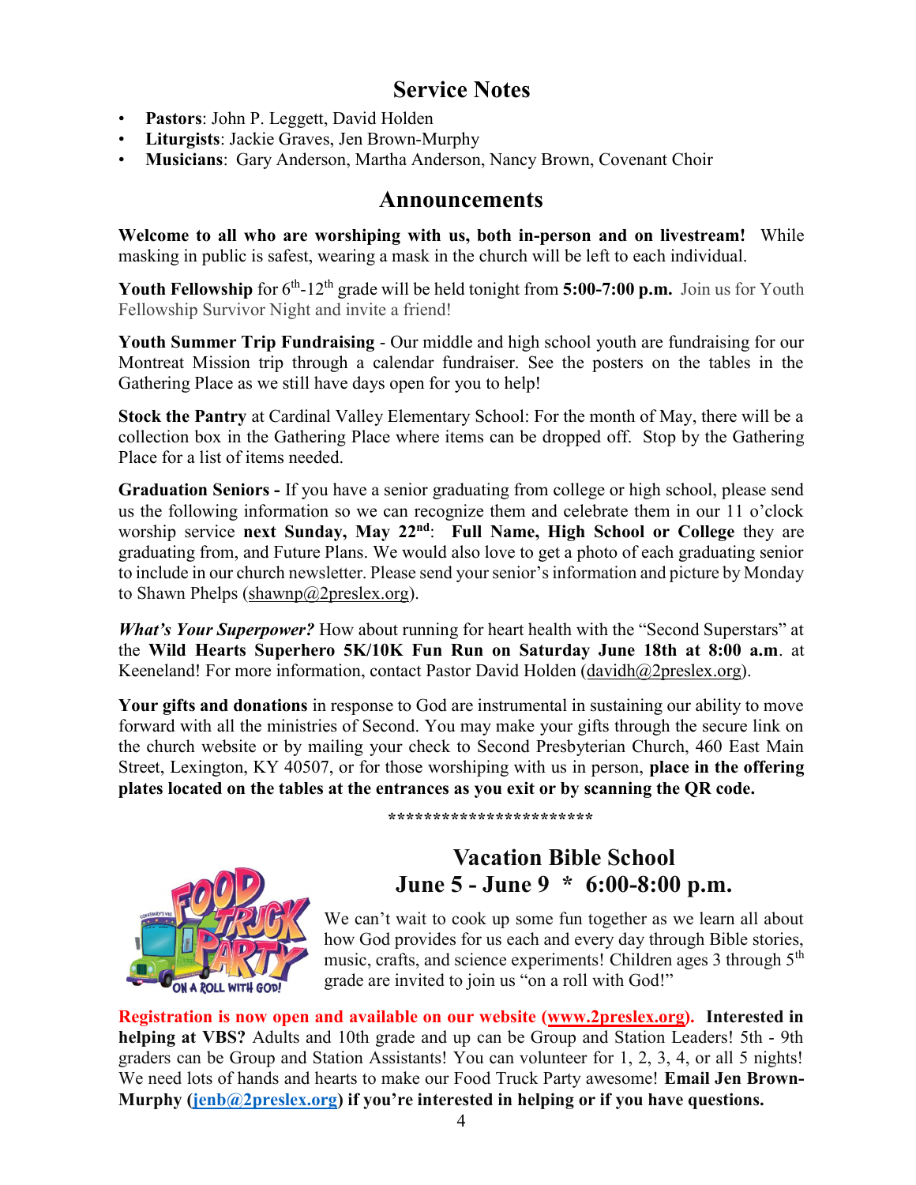## Service Notes

- **Pastors**: John P. Leggett, David Holden
- **Liturgists**: Jackie Graves, Jen Brown-Murphy
- **Musicians**: Gary Anderson, Martha Anderson, Nancy Brown, Covenant Choir

## Announcements

**Welcome to all who are worshiping with us, both in-person and on livestream!** While masking in public is safest, wearing a mask in the church will be left to each individual.

**Youth Fellowship** for 6th-12th grade will be held tonight from **5:00-7:00 p.m.** Join us for Youth Fellowship Survivor Night and invite a friend!

**Youth Summer Trip Fundraising** - Our middle and high school youth are fundraising for our Montreat Mission trip through a calendar fundraiser. See the posters on the tables in the Gathering Place as we still have days open for you to help!

**Stock the Pantry** at Cardinal Valley Elementary School: For the month of May, there will be a collection box in the Gathering Place where items can be dropped off. Stop by the Gathering Place for a list of items needed.

**Graduation Seniors -** If you have a senior graduating from college or high school, please send us the following information so we can recognize them and celebrate them in our 11 o'clock worship service **next Sunday, May 22nd**: **Full Name, High School or College** they are graduating from, and Future Plans. We would also love to get a photo of each graduating senior to include in our church newsletter. Please send your senior's information and picture by Monday to Shawn Phelps (shawnp@2preslex.org).

***What's Your Superpower?*** How about running for heart health with the "Second Superstars" at the **Wild Hearts Superhero 5K/10K Fun Run on Saturday June 18th at 8:00 a.m**. at Keeneland! For more information, contact Pastor David Holden (davidh@2preslex.org).

**Your gifts and donations** in response to God are instrumental in sustaining our ability to move forward with all the ministries of Second. You may make your gifts through the secure link on the church website or by mailing your check to Second Presbyterian Church, 460 East Main Street, Lexington, KY 40507, or for those worshiping with us in person, **place in the offering plates located on the tables at the entrances as you exit or by scanning the QR code.**

***********************

## Vacation Bible School
## June 5 - June 9 * 6:00-8:00 p.m.

We can't wait to cook up some fun together as we learn all about how God provides for us each and every day through Bible stories, music, crafts, and science experiments! Children ages 3 through 5th grade are invited to join us "on a roll with God!"

**Registration is now open and available on our website (www.2preslex.org). Interested in helping at VBS?** Adults and 10th grade and up can be Group and Station Leaders! 5th - 9th graders can be Group and Station Assistants! You can volunteer for 1, 2, 3, 4, or all 5 nights! We need lots of hands and hearts to make our Food Truck Party awesome! **Email Jen Brown-Murphy (jenb@2preslex.org) if you're interested in helping or if you have questions.**